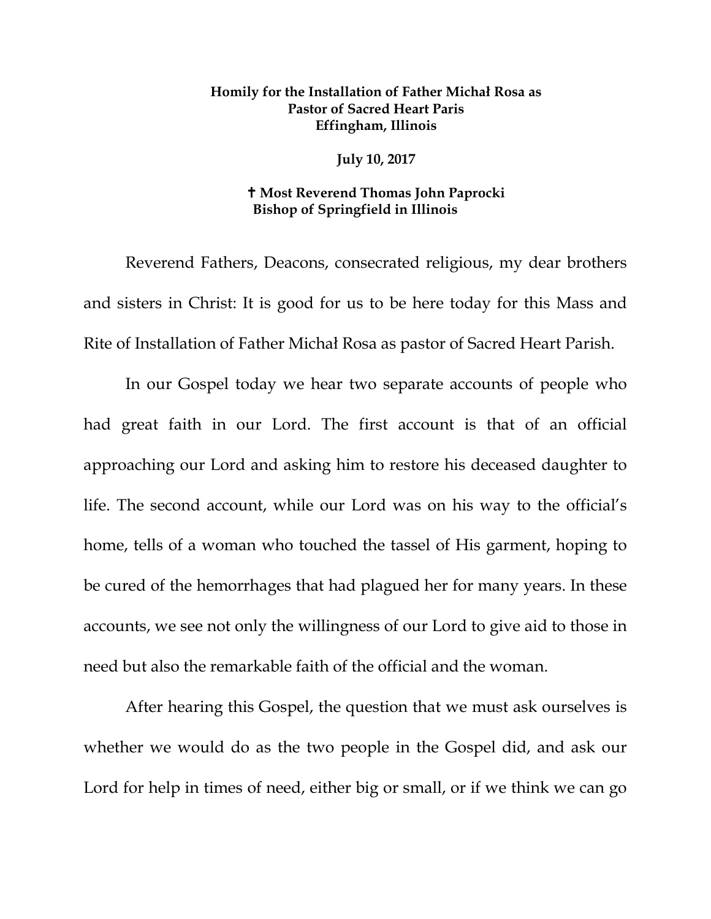**Homily for the Installation of Father Michał Rosa as Pastor of Sacred Heart Paris Effingham, Illinois**

**July 10, 2017**

**✝ Most Reverend Thomas John Paprocki Bishop of Springfield in Illinois**

Reverend Fathers, Deacons, consecrated religious, my dear brothers and sisters in Christ: It is good for us to be here today for this Mass and Rite of Installation of Father Michał Rosa as pastor of Sacred Heart Parish.

In our Gospel today we hear two separate accounts of people who had great faith in our Lord. The first account is that of an official approaching our Lord and asking him to restore his deceased daughter to life. The second account, while our Lord was on his way to the official's home, tells of a woman who touched the tassel of His garment, hoping to be cured of the hemorrhages that had plagued her for many years. In these accounts, we see not only the willingness of our Lord to give aid to those in need but also the remarkable faith of the official and the woman.

After hearing this Gospel, the question that we must ask ourselves is whether we would do as the two people in the Gospel did, and ask our Lord for help in times of need, either big or small, or if we think we can go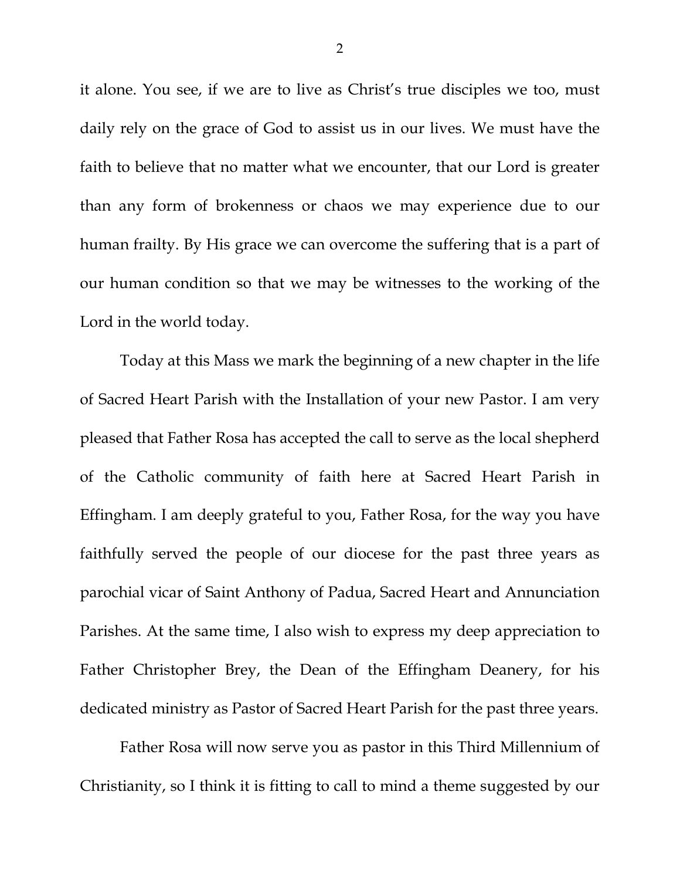it alone. You see, if we are to live as Christ's true disciples we too, must daily rely on the grace of God to assist us in our lives. We must have the faith to believe that no matter what we encounter, that our Lord is greater than any form of brokenness or chaos we may experience due to our human frailty. By His grace we can overcome the suffering that is a part of our human condition so that we may be witnesses to the working of the Lord in the world today.

Today at this Mass we mark the beginning of a new chapter in the life of Sacred Heart Parish with the Installation of your new Pastor. I am very pleased that Father Rosa has accepted the call to serve as the local shepherd of the Catholic community of faith here at Sacred Heart Parish in Effingham. I am deeply grateful to you, Father Rosa, for the way you have faithfully served the people of our diocese for the past three years as parochial vicar of Saint Anthony of Padua, Sacred Heart and Annunciation Parishes. At the same time, I also wish to express my deep appreciation to Father Christopher Brey, the Dean of the Effingham Deanery, for his dedicated ministry as Pastor of Sacred Heart Parish for the past three years.

Father Rosa will now serve you as pastor in this Third Millennium of Christianity, so I think it is fitting to call to mind a theme suggested by our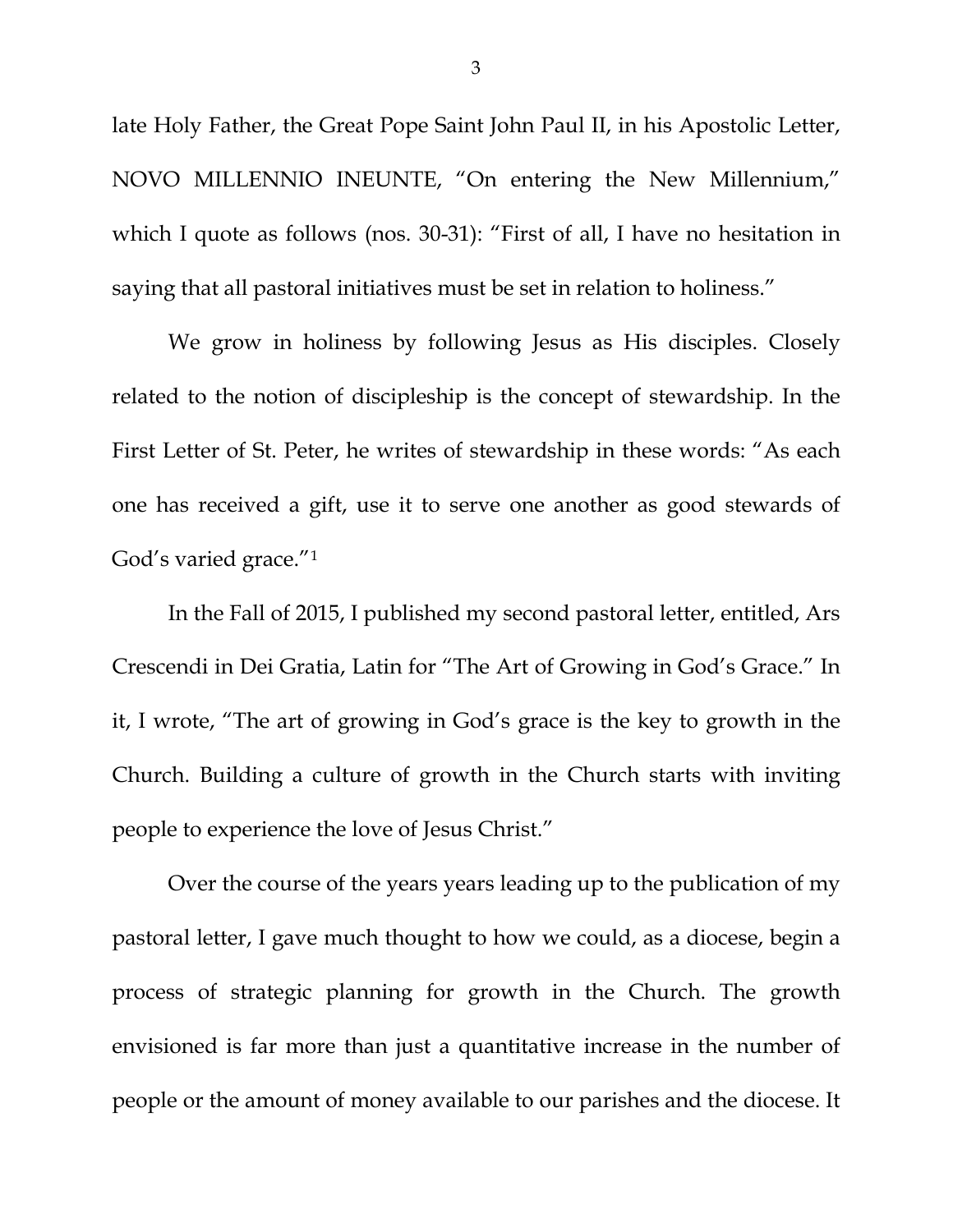late Holy Father, the Great Pope Saint John Paul II, in his Apostolic Letter, NOVO MILLENNIO INEUNTE, "On entering the New Millennium," which I quote as follows (nos. 30-31): "First of all, I have no hesitation in saying that all pastoral initiatives must be set in relation to holiness."

We grow in holiness by following Jesus as His disciples. Closely related to the notion of discipleship is the concept of stewardship. In the First Letter of St. Peter, he writes of stewardship in these words: "As each one has received a gift, use it to serve one another as good stewards of God's varied grace."[1]

In the Fall of 2015, I published my second pastoral letter, entitled, Ars Crescendi in Dei Gratia, Latin for "The Art of Growing in God's Grace." In it, I wrote, "The art of growing in God's grace is the key to growth in the Church. Building a culture of growth in the Church starts with inviting people to experience the love of Jesus Christ."

Over the course of the years years leading up to the publication of my pastoral letter, I gave much thought to how we could, as a diocese, begin a process of strategic planning for growth in the Church. The growth envisioned is far more than just a quantitative increase in the number of people or the amount of money available to our parishes and the diocese. It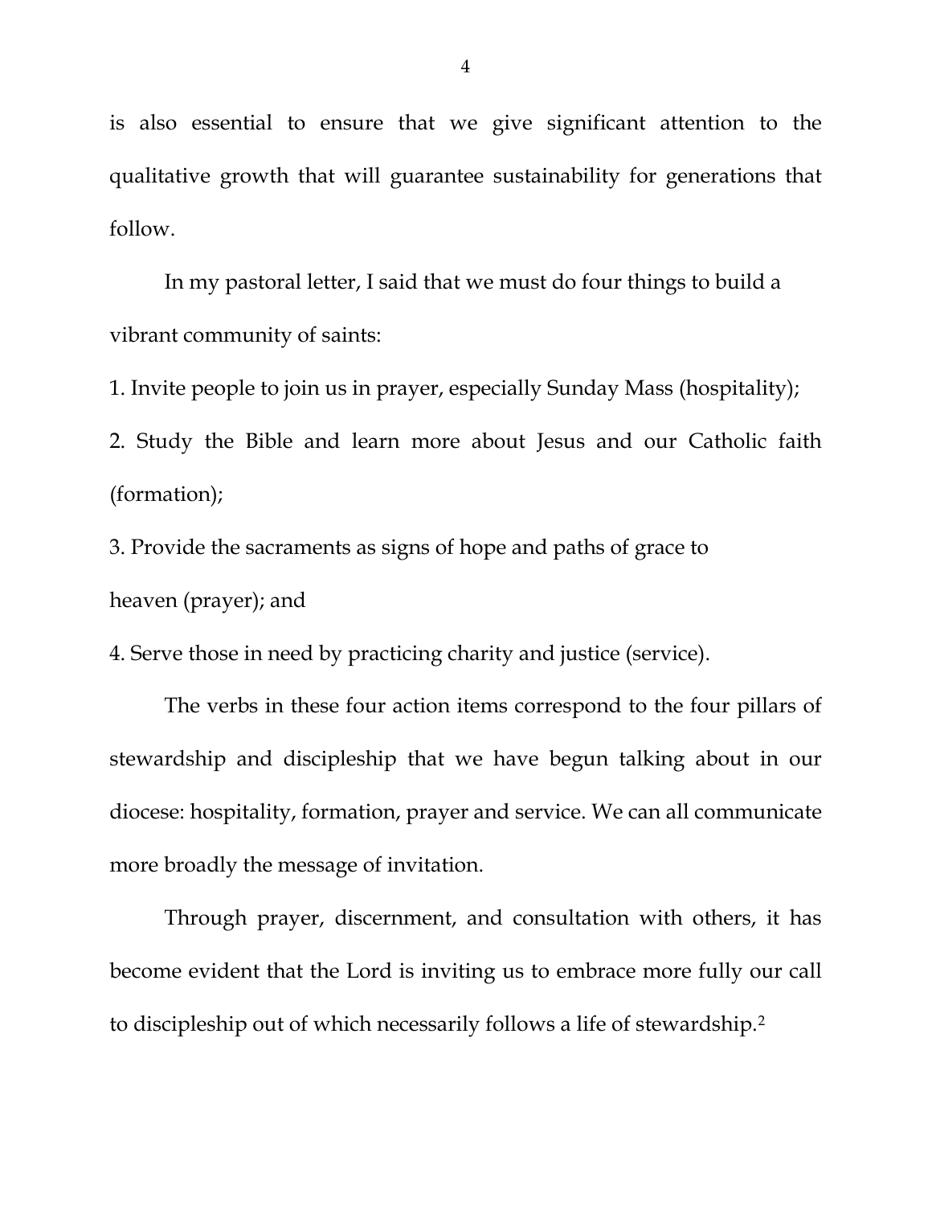is also essential to ensure that we give significant attention to the qualitative growth that will guarantee sustainability for generations that follow.

In my pastoral letter, I said that we must do four things to build a vibrant community of saints:

1. Invite people to join us in prayer, especially Sunday Mass (hospitality);
2. Study the Bible and learn more about Jesus and our Catholic faith (formation);
3. Provide the sacraments as signs of hope and paths of grace to heaven (prayer); and
4. Serve those in need by practicing charity and justice (service).

The verbs in these four action items correspond to the four pillars of stewardship and discipleship that we have begun talking about in our diocese: hospitality, formation, prayer and service. We can all communicate more broadly the message of invitation.

Through prayer, discernment, and consultation with others, it has become evident that the Lord is inviting us to embrace more fully our call to discipleship out of which necessarily follows a life of stewardship.[2]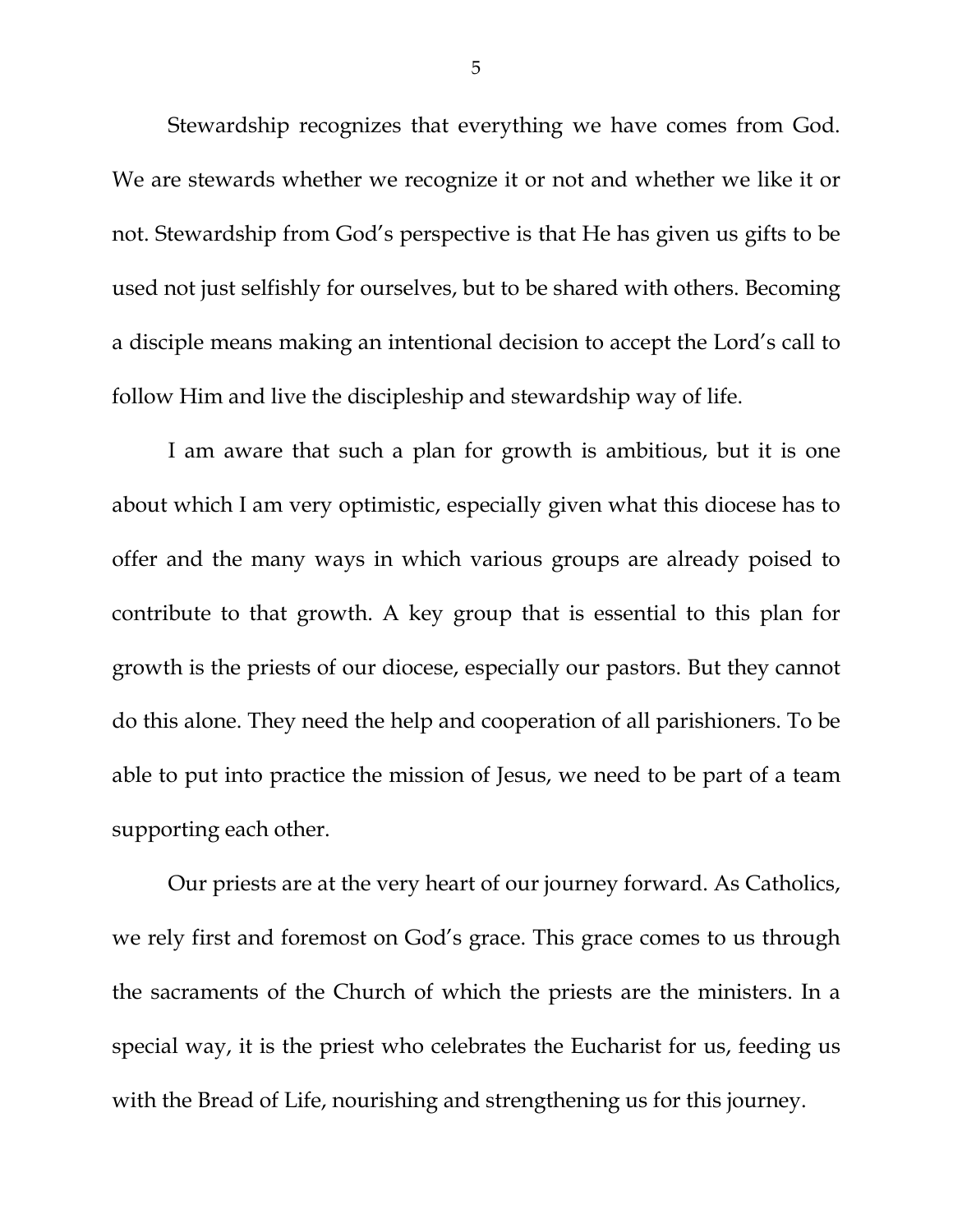Stewardship recognizes that everything we have comes from God. We are stewards whether we recognize it or not and whether we like it or not. Stewardship from God's perspective is that He has given us gifts to be used not just selfishly for ourselves, but to be shared with others. Becoming a disciple means making an intentional decision to accept the Lord's call to follow Him and live the discipleship and stewardship way of life.

I am aware that such a plan for growth is ambitious, but it is one about which I am very optimistic, especially given what this diocese has to offer and the many ways in which various groups are already poised to contribute to that growth. A key group that is essential to this plan for growth is the priests of our diocese, especially our pastors. But they cannot do this alone. They need the help and cooperation of all parishioners. To be able to put into practice the mission of Jesus, we need to be part of a team supporting each other.

Our priests are at the very heart of our journey forward. As Catholics, we rely first and foremost on God's grace. This grace comes to us through the sacraments of the Church of which the priests are the ministers. In a special way, it is the priest who celebrates the Eucharist for us, feeding us with the Bread of Life, nourishing and strengthening us for this journey.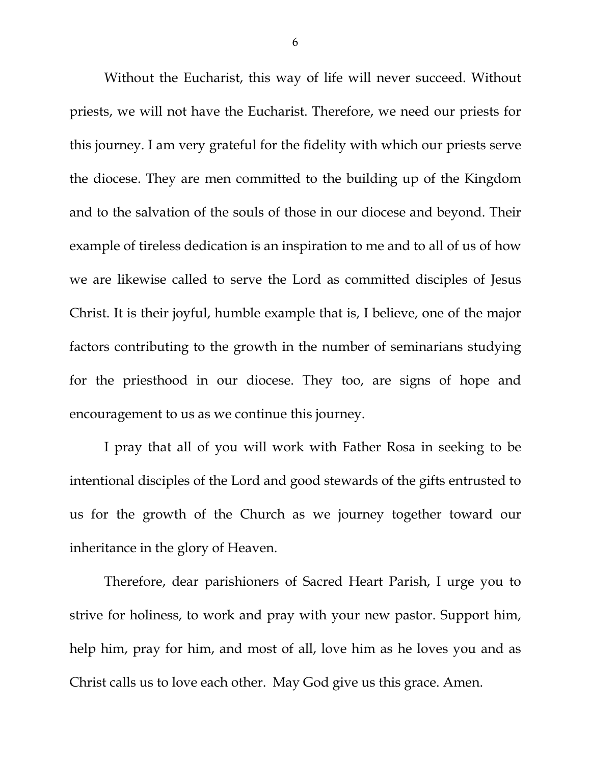Without the Eucharist, this way of life will never succeed. Without priests, we will not have the Eucharist. Therefore, we need our priests for this journey. I am very grateful for the fidelity with which our priests serve the diocese. They are men committed to the building up of the Kingdom and to the salvation of the souls of those in our diocese and beyond. Their example of tireless dedication is an inspiration to me and to all of us of how we are likewise called to serve the Lord as committed disciples of Jesus Christ. It is their joyful, humble example that is, I believe, one of the major factors contributing to the growth in the number of seminarians studying for the priesthood in our diocese. They too, are signs of hope and encouragement to us as we continue this journey.

I pray that all of you will work with Father Rosa in seeking to be intentional disciples of the Lord and good stewards of the gifts entrusted to us for the growth of the Church as we journey together toward our inheritance in the glory of Heaven.

Therefore, dear parishioners of Sacred Heart Parish, I urge you to strive for holiness, to work and pray with your new pastor. Support him, help him, pray for him, and most of all, love him as he loves you and as Christ calls us to love each other. May God give us this grace. Amen.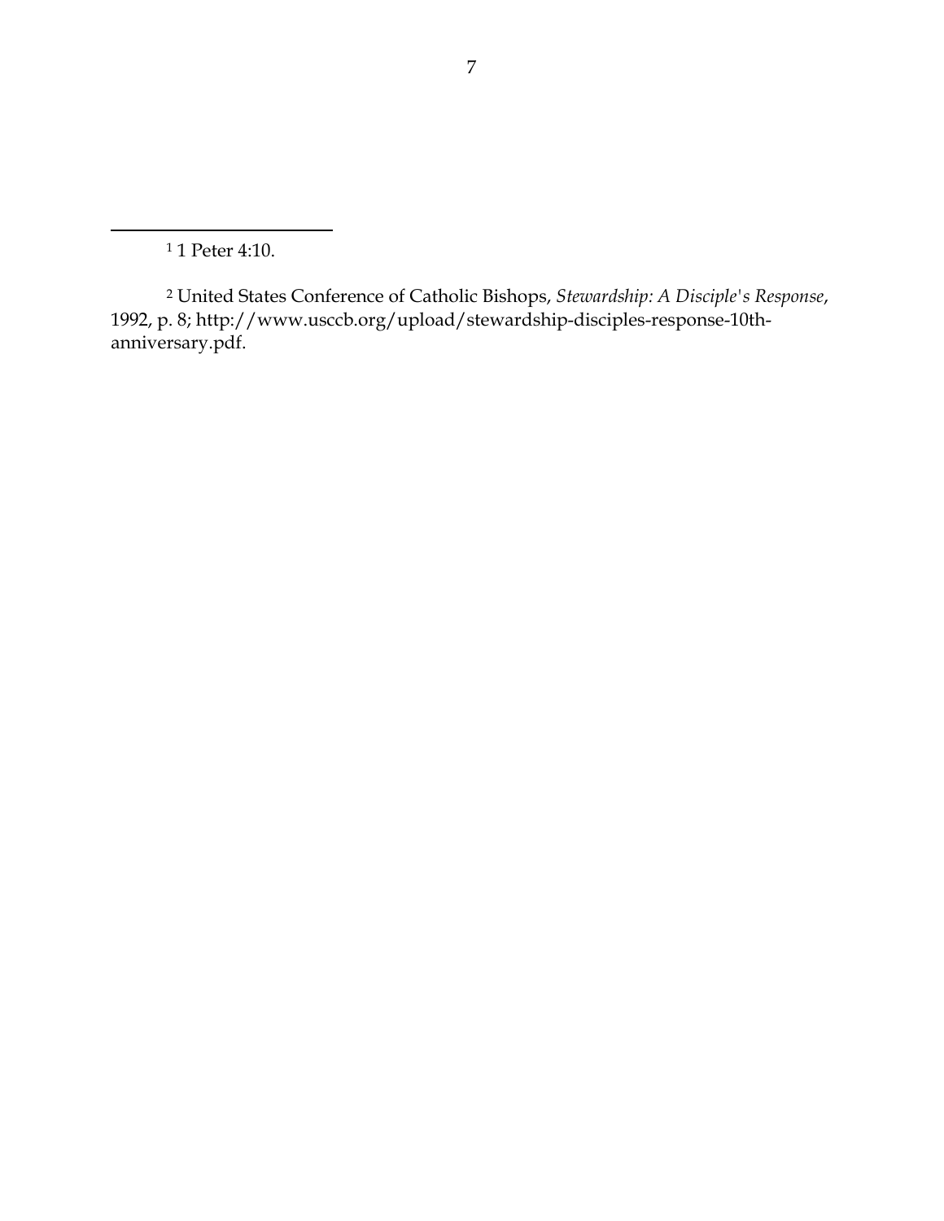---

[1] 1 Peter 4:10.

[2] United States Conference of Catholic Bishops, *Stewardship: A Disciple's Response*, 1992, p. 8; http://www.usccb.org/upload/stewardship-disciples-response-10th-anniversary.pdf.